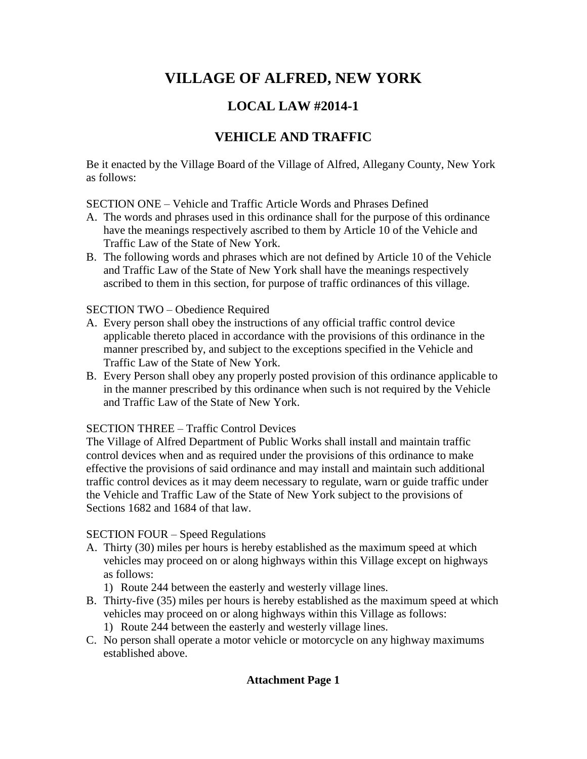# VILLAGE OF ALFRED, NEW YORK

## LOCAL LAW #2014-1

## VEHICLE AND TRAFFIC

Be it enacted by the Village Board of the Village of Alfred, Allegany County, New York as follows:

SECTION ONE – Vehicle and Traffic Article Words and Phrases Defined

A. The words and phrases used in this ordinance shall for the purpose of this ordinance have the meanings respectively ascribed to them by Article 10 of the Vehicle and Traffic Law of the State of New York.
B. The following words and phrases which are not defined by Article 10 of the Vehicle and Traffic Law of the State of New York shall have the meanings respectively ascribed to them in this section, for purpose of traffic ordinances of this village.

SECTION TWO – Obedience Required

A. Every person shall obey the instructions of any official traffic control device applicable thereto placed in accordance with the provisions of this ordinance in the manner prescribed by, and subject to the exceptions specified in the Vehicle and Traffic Law of the State of New York.
B. Every Person shall obey any properly posted provision of this ordinance applicable to in the manner prescribed by this ordinance when such is not required by the Vehicle and Traffic Law of the State of New York.

SECTION THREE – Traffic Control Devices

The Village of Alfred Department of Public Works shall install and maintain traffic control devices when and as required under the provisions of this ordinance to make effective the provisions of said ordinance and may install and maintain such additional traffic control devices as it may deem necessary to regulate, warn or guide traffic under the Vehicle and Traffic Law of the State of New York subject to the provisions of Sections 1682 and 1684 of that law.

SECTION FOUR – Speed Regulations

A. Thirty (30) miles per hours is hereby established as the maximum speed at which vehicles may proceed on or along highways within this Village except on highways as follows:
   1) Route 244 between the easterly and westerly village lines.
B. Thirty-five (35) miles per hours is hereby established as the maximum speed at which vehicles may proceed on or along highways within this Village as follows:
   1) Route 244 between the easterly and westerly village lines.
C. No person shall operate a motor vehicle or motorcycle on any highway maximums established above.

**Attachment Page 1**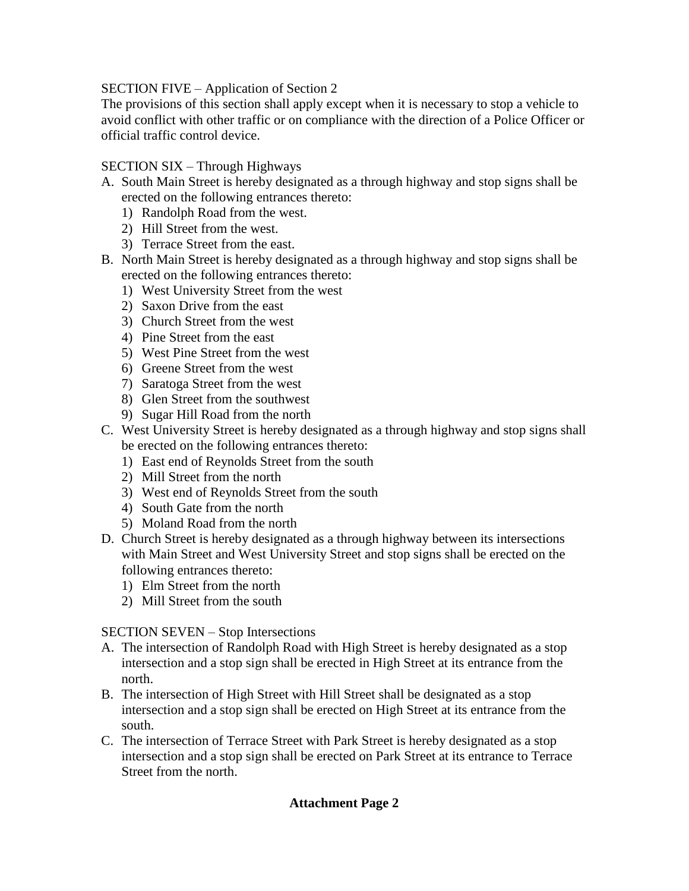SECTION FIVE – Application of Section 2

The provisions of this section shall apply except when it is necessary to stop a vehicle to avoid conflict with other traffic or on compliance with the direction of a Police Officer or official traffic control device.

SECTION SIX – Through Highways

A. South Main Street is hereby designated as a through highway and stop signs shall be erected on the following entrances thereto:
   1) Randolph Road from the west.
   2) Hill Street from the west.
   3) Terrace Street from the east.
B. North Main Street is hereby designated as a through highway and stop signs shall be erected on the following entrances thereto:
   1) West University Street from the west
   2) Saxon Drive from the east
   3) Church Street from the west
   4) Pine Street from the east
   5) West Pine Street from the west
   6) Greene Street from the west
   7) Saratoga Street from the west
   8) Glen Street from the southwest
   9) Sugar Hill Road from the north
C. West University Street is hereby designated as a through highway and stop signs shall be erected on the following entrances thereto:
   1) East end of Reynolds Street from the south
   2) Mill Street from the north
   3) West end of Reynolds Street from the south
   4) South Gate from the north
   5) Moland Road from the north
D. Church Street is hereby designated as a through highway between its intersections with Main Street and West University Street and stop signs shall be erected on the following entrances thereto:
   1) Elm Street from the north
   2) Mill Street from the south

SECTION SEVEN – Stop Intersections

A. The intersection of Randolph Road with High Street is hereby designated as a stop intersection and a stop sign shall be erected in High Street at its entrance from the north.
B. The intersection of High Street with Hill Street shall be designated as a stop intersection and a stop sign shall be erected on High Street at its entrance from the south.
C. The intersection of Terrace Street with Park Street is hereby designated as a stop intersection and a stop sign shall be erected on Park Street at its entrance to Terrace Street from the north.

**Attachment Page 2**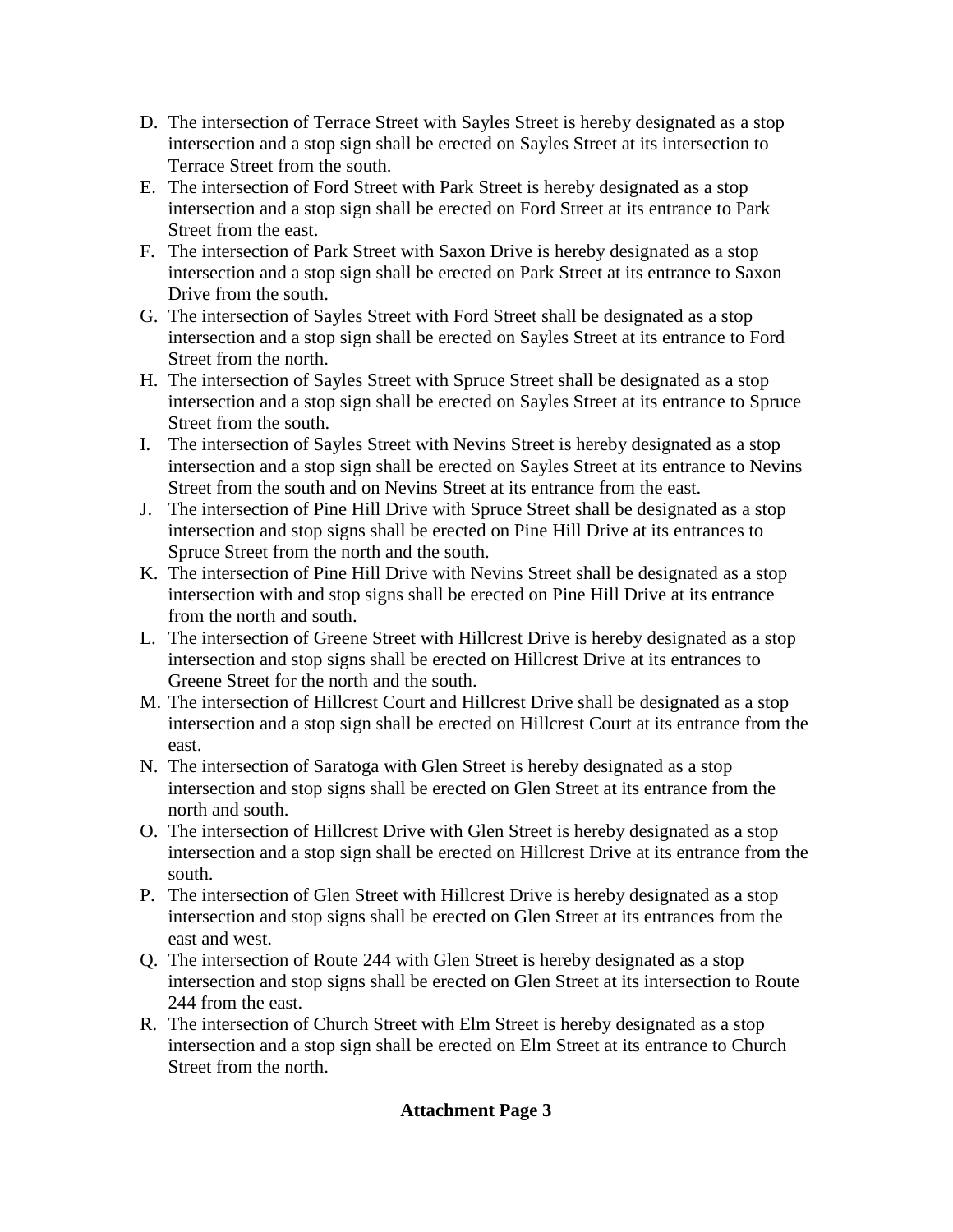D. The intersection of Terrace Street with Sayles Street is hereby designated as a stop intersection and a stop sign shall be erected on Sayles Street at its intersection to Terrace Street from the south.
E. The intersection of Ford Street with Park Street is hereby designated as a stop intersection and a stop sign shall be erected on Ford Street at its entrance to Park Street from the east.
F. The intersection of Park Street with Saxon Drive is hereby designated as a stop intersection and a stop sign shall be erected on Park Street at its entrance to Saxon Drive from the south.
G. The intersection of Sayles Street with Ford Street shall be designated as a stop intersection and a stop sign shall be erected on Sayles Street at its entrance to Ford Street from the north.
H. The intersection of Sayles Street with Spruce Street shall be designated as a stop intersection and a stop sign shall be erected on Sayles Street at its entrance to Spruce Street from the south.
I. The intersection of Sayles Street with Nevins Street is hereby designated as a stop intersection and a stop sign shall be erected on Sayles Street at its entrance to Nevins Street from the south and on Nevins Street at its entrance from the east.
J. The intersection of Pine Hill Drive with Spruce Street shall be designated as a stop intersection and stop signs shall be erected on Pine Hill Drive at its entrances to Spruce Street from the north and the south.
K. The intersection of Pine Hill Drive with Nevins Street shall be designated as a stop intersection with and stop signs shall be erected on Pine Hill Drive at its entrance from the north and south.
L. The intersection of Greene Street with Hillcrest Drive is hereby designated as a stop intersection and stop signs shall be erected on Hillcrest Drive at its entrances to Greene Street for the north and the south.
M. The intersection of Hillcrest Court and Hillcrest Drive shall be designated as a stop intersection and a stop sign shall be erected on Hillcrest Court at its entrance from the east.
N. The intersection of Saratoga with Glen Street is hereby designated as a stop intersection and stop signs shall be erected on Glen Street at its entrance from the north and south.
O. The intersection of Hillcrest Drive with Glen Street is hereby designated as a stop intersection and a stop sign shall be erected on Hillcrest Drive at its entrance from the south.
P. The intersection of Glen Street with Hillcrest Drive is hereby designated as a stop intersection and stop signs shall be erected on Glen Street at its entrances from the east and west.
Q. The intersection of Route 244 with Glen Street is hereby designated as a stop intersection and stop signs shall be erected on Glen Street at its intersection to Route 244 from the east.
R. The intersection of Church Street with Elm Street is hereby designated as a stop intersection and a stop sign shall be erected on Elm Street at its entrance to Church Street from the north.

**Attachment Page 3**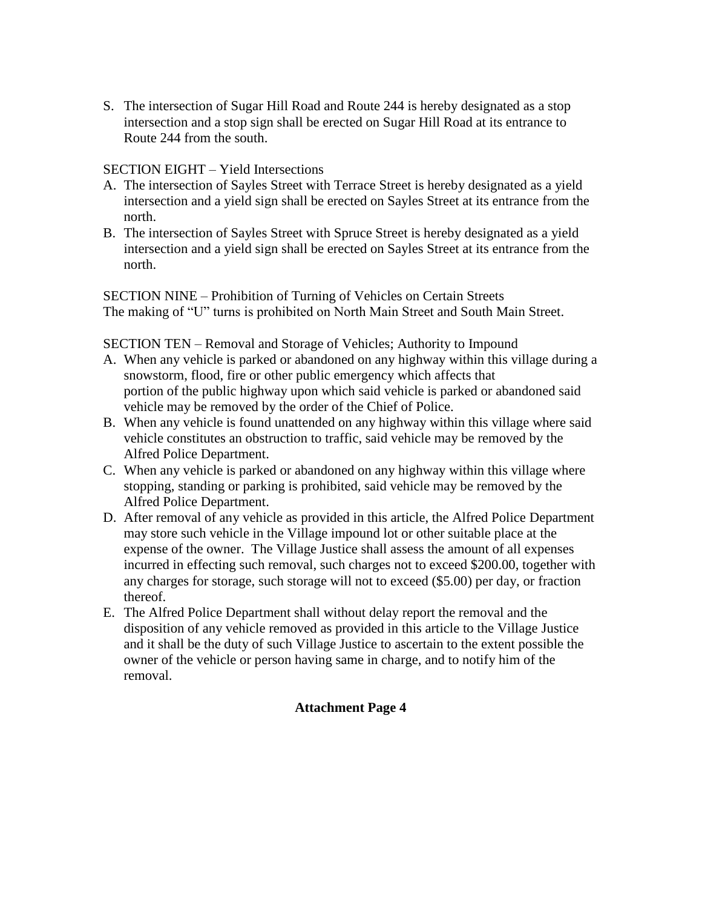S. The intersection of Sugar Hill Road and Route 244 is hereby designated as a stop intersection and a stop sign shall be erected on Sugar Hill Road at its entrance to Route 244 from the south.

SECTION EIGHT – Yield Intersections

A. The intersection of Sayles Street with Terrace Street is hereby designated as a yield intersection and a yield sign shall be erected on Sayles Street at its entrance from the north.
B. The intersection of Sayles Street with Spruce Street is hereby designated as a yield intersection and a yield sign shall be erected on Sayles Street at its entrance from the north.

SECTION NINE – Prohibition of Turning of Vehicles on Certain Streets
The making of "U" turns is prohibited on North Main Street and South Main Street.

SECTION TEN – Removal and Storage of Vehicles; Authority to Impound

A. When any vehicle is parked or abandoned on any highway within this village during a snowstorm, flood, fire or other public emergency which affects that portion of the public highway upon which said vehicle is parked or abandoned said vehicle may be removed by the order of the Chief of Police.
B. When any vehicle is found unattended on any highway within this village where said vehicle constitutes an obstruction to traffic, said vehicle may be removed by the Alfred Police Department.
C. When any vehicle is parked or abandoned on any highway within this village where stopping, standing or parking is prohibited, said vehicle may be removed by the Alfred Police Department.
D. After removal of any vehicle as provided in this article, the Alfred Police Department may store such vehicle in the Village impound lot or other suitable place at the expense of the owner. The Village Justice shall assess the amount of all expenses incurred in effecting such removal, such charges not to exceed $200.00, together with any charges for storage, such storage will not to exceed ($5.00) per day, or fraction thereof.
E. The Alfred Police Department shall without delay report the removal and the disposition of any vehicle removed as provided in this article to the Village Justice and it shall be the duty of such Village Justice to ascertain to the extent possible the owner of the vehicle or person having same in charge, and to notify him of the removal.

**Attachment Page 4**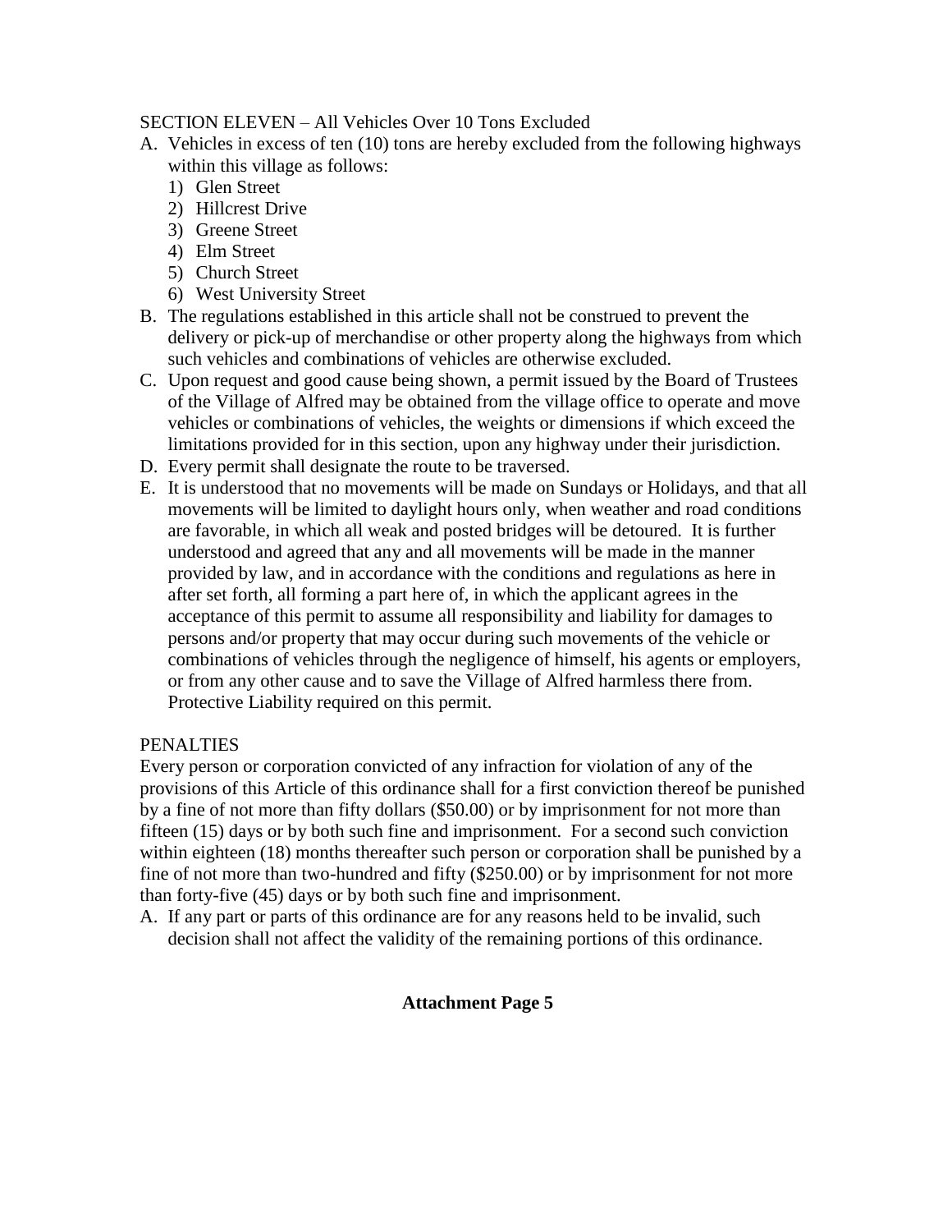SECTION ELEVEN – All Vehicles Over 10 Tons Excluded

A. Vehicles in excess of ten (10) tons are hereby excluded from the following highways within this village as follows:
   1) Glen Street
   2) Hillcrest Drive
   3) Greene Street
   4) Elm Street
   5) Church Street
   6) West University Street
B. The regulations established in this article shall not be construed to prevent the delivery or pick-up of merchandise or other property along the highways from which such vehicles and combinations of vehicles are otherwise excluded.
C. Upon request and good cause being shown, a permit issued by the Board of Trustees of the Village of Alfred may be obtained from the village office to operate and move vehicles or combinations of vehicles, the weights or dimensions if which exceed the limitations provided for in this section, upon any highway under their jurisdiction.
D. Every permit shall designate the route to be traversed.
E. It is understood that no movements will be made on Sundays or Holidays, and that all movements will be limited to daylight hours only, when weather and road conditions are favorable, in which all weak and posted bridges will be detoured. It is further understood and agreed that any and all movements will be made in the manner provided by law, and in accordance with the conditions and regulations as here in after set forth, all forming a part here of, in which the applicant agrees in the acceptance of this permit to assume all responsibility and liability for damages to persons and/or property that may occur during such movements of the vehicle or combinations of vehicles through the negligence of himself, his agents or employers, or from any other cause and to save the Village of Alfred harmless there from. Protective Liability required on this permit.

PENALTIES

Every person or corporation convicted of any infraction for violation of any of the provisions of this Article of this ordinance shall for a first conviction thereof be punished by a fine of not more than fifty dollars ($50.00) or by imprisonment for not more than fifteen (15) days or by both such fine and imprisonment. For a second such conviction within eighteen (18) months thereafter such person or corporation shall be punished by a fine of not more than two-hundred and fifty ($250.00) or by imprisonment for not more than forty-five (45) days or by both such fine and imprisonment.

A. If any part or parts of this ordinance are for any reasons held to be invalid, such decision shall not affect the validity of the remaining portions of this ordinance.

**Attachment Page 5**